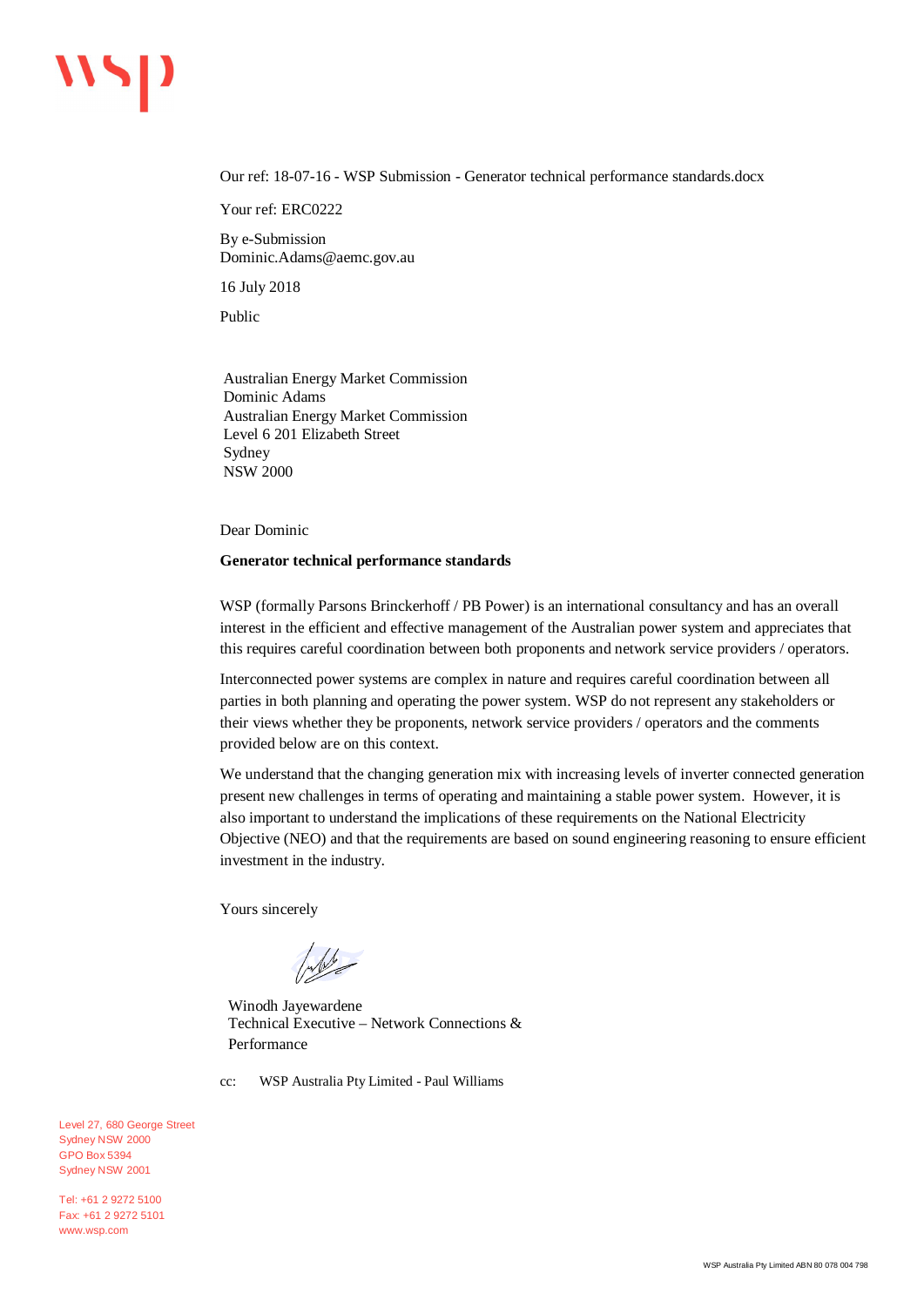Our ref: 18-07-16 - WSP Submission - Generator technical performance standards.docx

Your ref: ERC0222

By e-Submission
Dominic.Adams@aemc.gov.au

16 July 2018

Public

Australian Energy Market Commission
Dominic Adams
Australian Energy Market Commission
Level 6 201 Elizabeth Street
Sydney
NSW 2000

Dear Dominic

**Generator technical performance standards**

WSP (formally Parsons Brinckerhoff / PB Power) is an international consultancy and has an overall interest in the efficient and effective management of the Australian power system and appreciates that this requires careful coordination between both proponents and network service providers / operators.

Interconnected power systems are complex in nature and requires careful coordination between all parties in both planning and operating the power system. WSP do not represent any stakeholders or their views whether they be proponents, network service providers / operators and the comments provided below are on this context.

We understand that the changing generation mix with increasing levels of inverter connected generation present new challenges in terms of operating and maintaining a stable power system. However, it is also important to understand the implications of these requirements on the National Electricity Objective (NEO) and that the requirements are based on sound engineering reasoning to ensure efficient investment in the industry.

Yours sincerely

Winodh Jayewardene
Technical Executive – Network Connections & Performance

cc: WSP Australia Pty Limited - Paul Williams

Level 27, 680 George Street
Sydney NSW 2000
GPO Box 5394
Sydney NSW 2001

Tel: +61 2 9272 5100
Fax: +61 2 9272 5101
www.wsp.com

WSP Australia Pty Limited ABN 80 078 004 798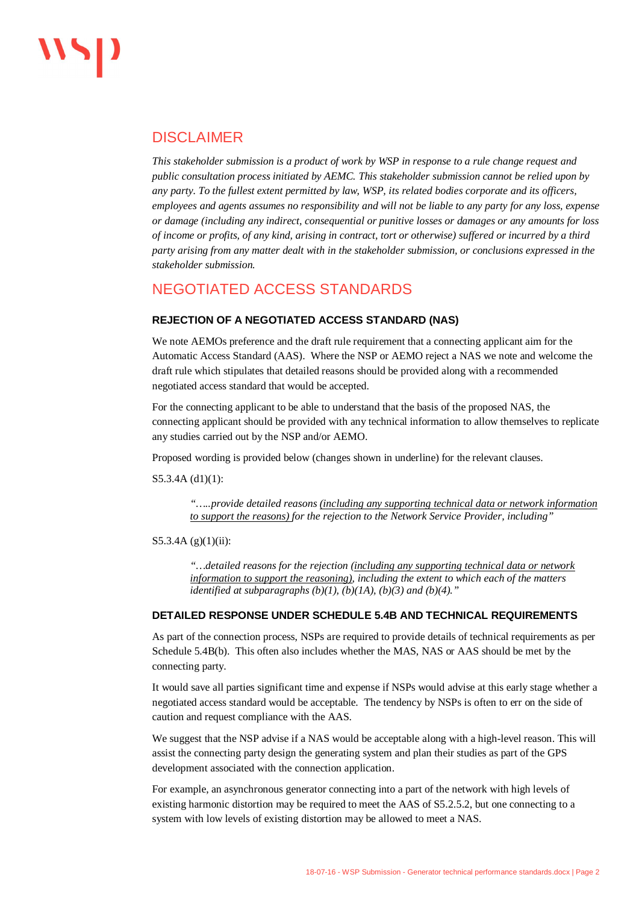## DISCLAIMER

*This stakeholder submission is a product of work by WSP in response to a rule change request and public consultation process initiated by AEMC. This stakeholder submission cannot be relied upon by any party. To the fullest extent permitted by law, WSP, its related bodies corporate and its officers, employees and agents assumes no responsibility and will not be liable to any party for any loss, expense or damage (including any indirect, consequential or punitive losses or damages or any amounts for loss of income or profits, of any kind, arising in contract, tort or otherwise) suffered or incurred by a third party arising from any matter dealt with in the stakeholder submission, or conclusions expressed in the stakeholder submission.*

## NEGOTIATED ACCESS STANDARDS

### REJECTION OF A NEGOTIATED ACCESS STANDARD (NAS)

We note AEMOs preference and the draft rule requirement that a connecting applicant aim for the Automatic Access Standard (AAS). Where the NSP or AEMO reject a NAS we note and welcome the draft rule which stipulates that detailed reasons should be provided along with a recommended negotiated access standard that would be accepted.

For the connecting applicant to be able to understand that the basis of the proposed NAS, the connecting applicant should be provided with any technical information to allow themselves to replicate any studies carried out by the NSP and/or AEMO.

Proposed wording is provided below (changes shown in underline) for the relevant clauses.

S5.3.4A (d1)(1):

> *"…..provide detailed reasons <u>(including any supporting technical data or network information to support the reasons)</u> for the rejection to the Network Service Provider, including"*

S5.3.4A (g)(1)(ii):

> *"…detailed reasons for the rejection <u>(including any supporting technical data or network information to support the reasoning)</u>, including the extent to which each of the matters identified at subparagraphs (b)(1), (b)(1A), (b)(3) and (b)(4)."*

### DETAILED RESPONSE UNDER SCHEDULE 5.4B AND TECHNICAL REQUIREMENTS

As part of the connection process, NSPs are required to provide details of technical requirements as per Schedule 5.4B(b). This often also includes whether the MAS, NAS or AAS should be met by the connecting party.

It would save all parties significant time and expense if NSPs would advise at this early stage whether a negotiated access standard would be acceptable. The tendency by NSPs is often to err on the side of caution and request compliance with the AAS.

We suggest that the NSP advise if a NAS would be acceptable along with a high-level reason. This will assist the connecting party design the generating system and plan their studies as part of the GPS development associated with the connection application.

For example, an asynchronous generator connecting into a part of the network with high levels of existing harmonic distortion may be required to meet the AAS of S5.2.5.2, but one connecting to a system with low levels of existing distortion may be allowed to meet a NAS.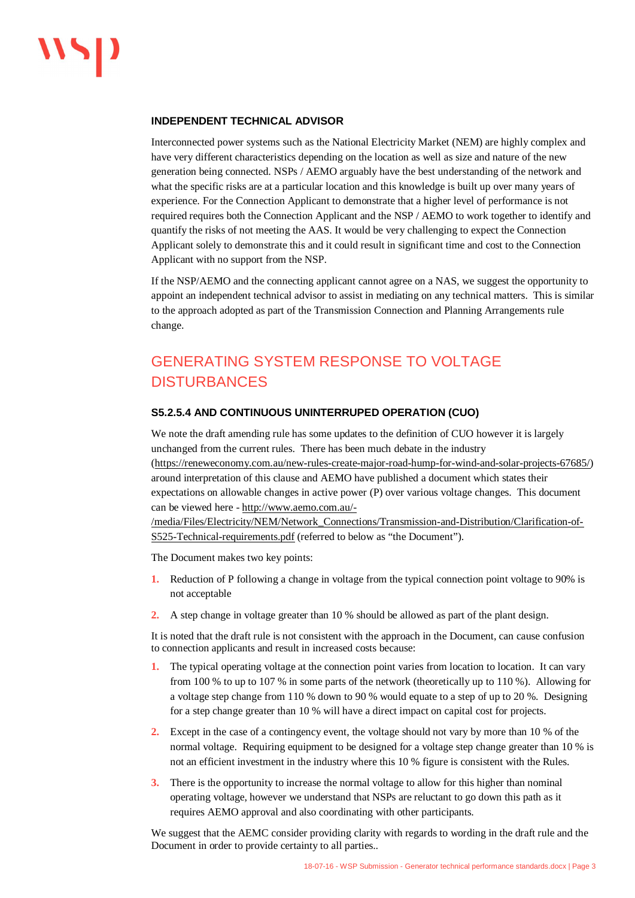#### INDEPENDENT TECHNICAL ADVISOR

Interconnected power systems such as the National Electricity Market (NEM) are highly complex and have very different characteristics depending on the location as well as size and nature of the new generation being connected. NSPs / AEMO arguably have the best understanding of the network and what the specific risks are at a particular location and this knowledge is built up over many years of experience. For the Connection Applicant to demonstrate that a higher level of performance is not required requires both the Connection Applicant and the NSP / AEMO to work together to identify and quantify the risks of not meeting the AAS. It would be very challenging to expect the Connection Applicant solely to demonstrate this and it could result in significant time and cost to the Connection Applicant with no support from the NSP.

If the NSP/AEMO and the connecting applicant cannot agree on a NAS, we suggest the opportunity to appoint an independent technical advisor to assist in mediating on any technical matters. This is similar to the approach adopted as part of the Transmission Connection and Planning Arrangements rule change.

## GENERATING SYSTEM RESPONSE TO VOLTAGE DISTURBANCES

#### S5.2.5.4 AND CONTINUOUS UNINTERRUPED OPERATION (CUO)

We note the draft amending rule has some updates to the definition of CUO however it is largely unchanged from the current rules. There has been much debate in the industry (https://reneweconomy.com.au/new-rules-create-major-road-hump-for-wind-and-solar-projects-67685/) around interpretation of this clause and AEMO have published a document which states their expectations on allowable changes in active power (P) over various voltage changes. This document can be viewed here - http://www.aemo.com.au/-/media/Files/Electricity/NEM/Network_Connections/Transmission-and-Distribution/Clarification-of-S525-Technical-requirements.pdf (referred to below as "the Document").

The Document makes two key points:

1. Reduction of P following a change in voltage from the typical connection point voltage to 90% is not acceptable
2. A step change in voltage greater than 10 % should be allowed as part of the plant design.

It is noted that the draft rule is not consistent with the approach in the Document, can cause confusion to connection applicants and result in increased costs because:

1. The typical operating voltage at the connection point varies from location to location. It can vary from 100 % to up to 107 % in some parts of the network (theoretically up to 110 %). Allowing for a voltage step change from 110 % down to 90 % would equate to a step of up to 20 %. Designing for a step change greater than 10 % will have a direct impact on capital cost for projects.
2. Except in the case of a contingency event, the voltage should not vary by more than 10 % of the normal voltage. Requiring equipment to be designed for a voltage step change greater than 10 % is not an efficient investment in the industry where this 10 % figure is consistent with the Rules.
3. There is the opportunity to increase the normal voltage to allow for this higher than nominal operating voltage, however we understand that NSPs are reluctant to go down this path as it requires AEMO approval and also coordinating with other participants.

We suggest that the AEMC consider providing clarity with regards to wording in the draft rule and the Document in order to provide certainty to all parties..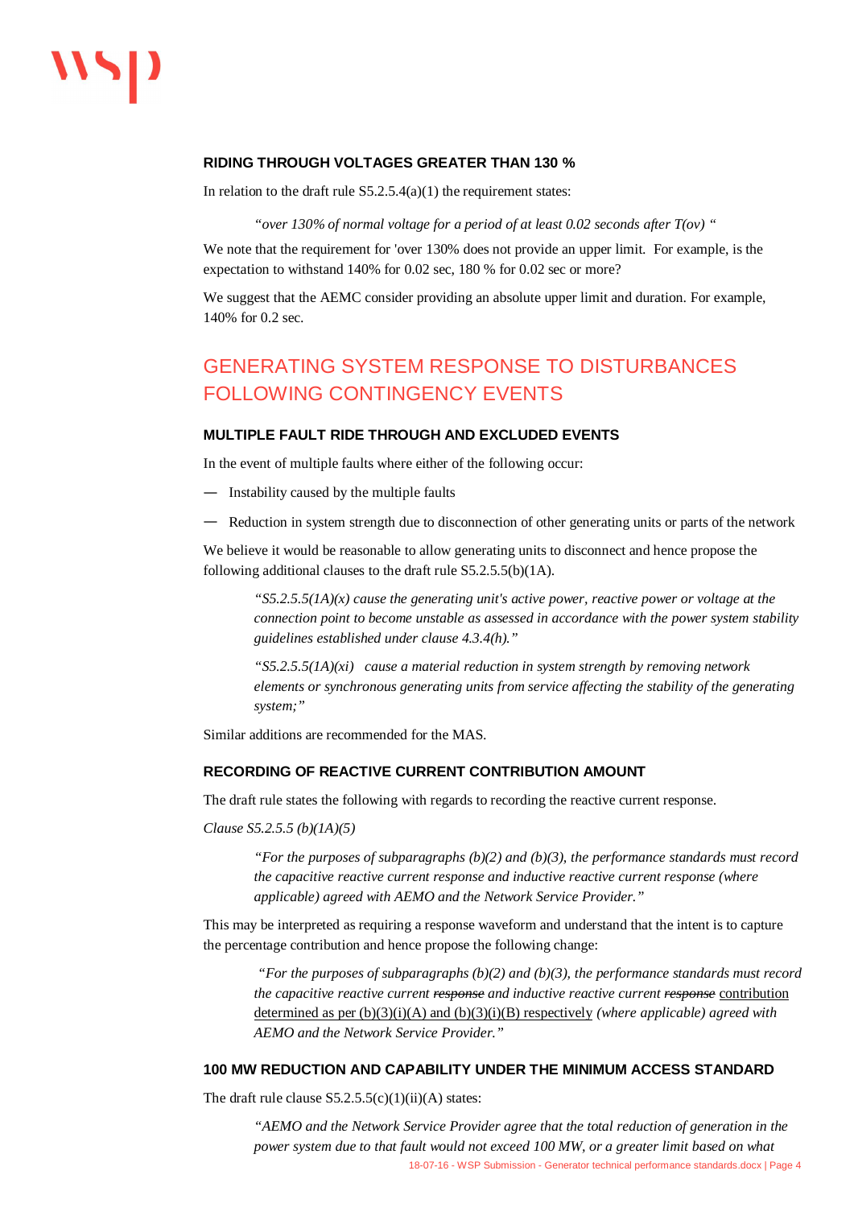### RIDING THROUGH VOLTAGES GREATER THAN 130 %

In relation to the draft rule S5.2.5.4(a)(1) the requirement states:

> *"over 130% of normal voltage for a period of at least 0.02 seconds after T(ov) "*

We note that the requirement for 'over 130% does not provide an upper limit. For example, is the expectation to withstand 140% for 0.02 sec, 180 % for 0.02 sec or more?

We suggest that the AEMC consider providing an absolute upper limit and duration. For example, 140% for 0.2 sec.

## GENERATING SYSTEM RESPONSE TO DISTURBANCES FOLLOWING CONTINGENCY EVENTS

### MULTIPLE FAULT RIDE THROUGH AND EXCLUDED EVENTS

In the event of multiple faults where either of the following occur:

- Instability caused by the multiple faults
- Reduction in system strength due to disconnection of other generating units or parts of the network

We believe it would be reasonable to allow generating units to disconnect and hence propose the following additional clauses to the draft rule S5.2.5.5(b)(1A).

> *"S5.2.5.5(1A)(x) cause the generating unit's active power, reactive power or voltage at the connection point to become unstable as assessed in accordance with the power system stability guidelines established under clause 4.3.4(h)."*
>
> *"S5.2.5.5(1A)(xi) cause a material reduction in system strength by removing network elements or synchronous generating units from service affecting the stability of the generating system;"*

Similar additions are recommended for the MAS.

### RECORDING OF REACTIVE CURRENT CONTRIBUTION AMOUNT

The draft rule states the following with regards to recording the reactive current response.

*Clause S5.2.5.5 (b)(1A)(5)*

> *"For the purposes of subparagraphs (b)(2) and (b)(3), the performance standards must record the capacitive reactive current response and inductive reactive current response (where applicable) agreed with AEMO and the Network Service Provider."*

This may be interpreted as requiring a response waveform and understand that the intent is to capture the percentage contribution and hence propose the following change:

> *"For the purposes of subparagraphs (b)(2) and (b)(3), the performance standards must record the capacitive reactive current ~~response~~ and inductive reactive current ~~response~~* <u>contribution determined as per (b)(3)(i)(A) and (b)(3)(i)(B) respectively</u> *(where applicable) agreed with AEMO and the Network Service Provider."*

### 100 MW REDUCTION AND CAPABILITY UNDER THE MINIMUM ACCESS STANDARD

The draft rule clause S5.2.5.5(c)(1)(ii)(A) states:

> *"AEMO and the Network Service Provider agree that the total reduction of generation in the power system due to that fault would not exceed 100 MW, or a greater limit based on what*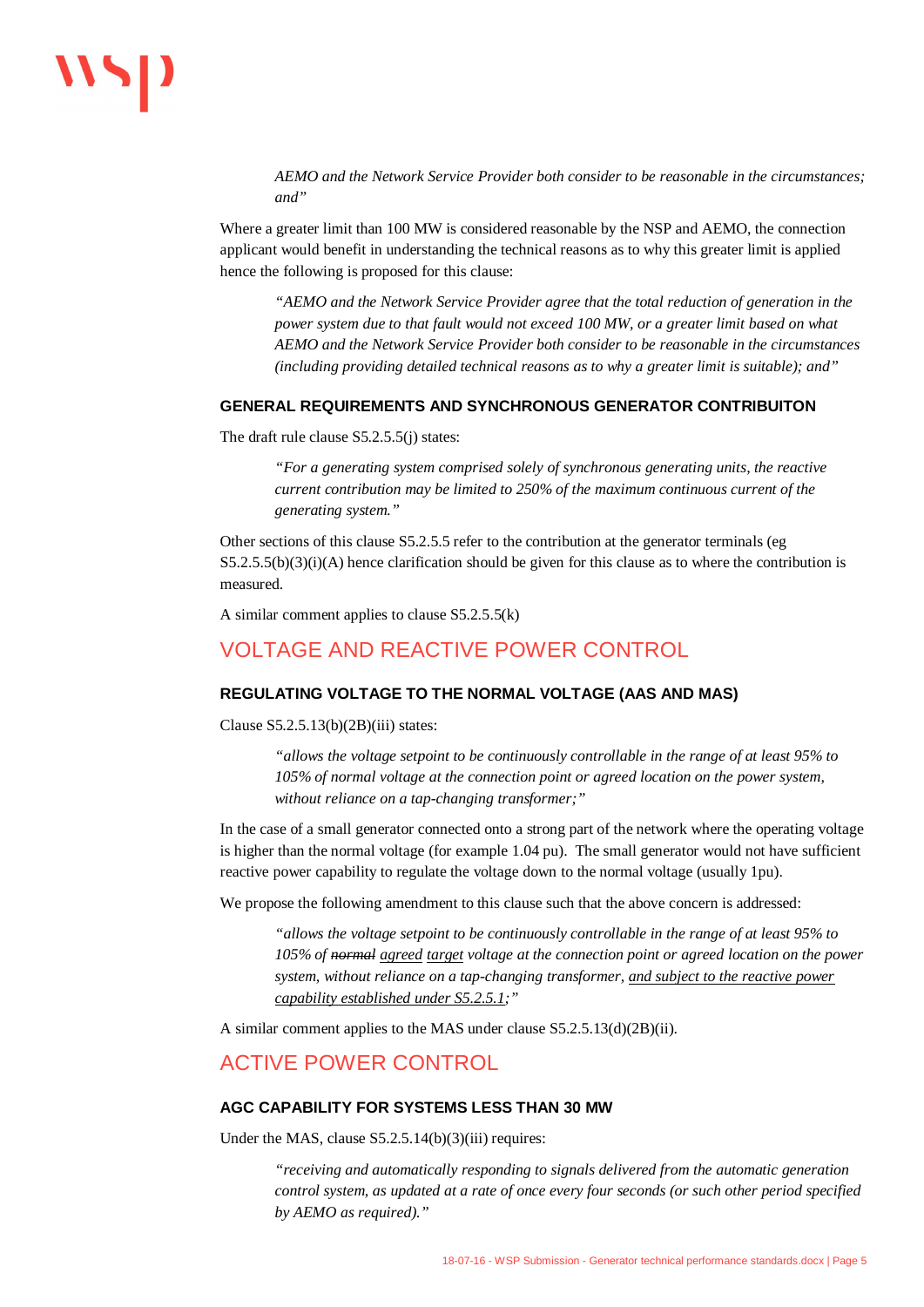> *AEMO and the Network Service Provider both consider to be reasonable in the circumstances; and"*

Where a greater limit than 100 MW is considered reasonable by the NSP and AEMO, the connection applicant would benefit in understanding the technical reasons as to why this greater limit is applied hence the following is proposed for this clause:

> *"AEMO and the Network Service Provider agree that the total reduction of generation in the power system due to that fault would not exceed 100 MW, or a greater limit based on what AEMO and the Network Service Provider both consider to be reasonable in the circumstances (including providing detailed technical reasons as to why a greater limit is suitable); and"*

### GENERAL REQUIREMENTS AND SYNCHRONOUS GENERATOR CONTRIBUITON

The draft rule clause S5.2.5.5(j) states:

> *"For a generating system comprised solely of synchronous generating units, the reactive current contribution may be limited to 250% of the maximum continuous current of the generating system."*

Other sections of this clause S5.2.5.5 refer to the contribution at the generator terminals (eg S5.2.5.5(b)(3)(i)(A) hence clarification should be given for this clause as to where the contribution is measured.

A similar comment applies to clause S5.2.5.5(k)

## VOLTAGE AND REACTIVE POWER CONTROL

### REGULATING VOLTAGE TO THE NORMAL VOLTAGE (AAS AND MAS)

Clause S5.2.5.13(b)(2B)(iii) states:

> *"allows the voltage setpoint to be continuously controllable in the range of at least 95% to 105% of normal voltage at the connection point or agreed location on the power system, without reliance on a tap-changing transformer;"*

In the case of a small generator connected onto a strong part of the network where the operating voltage is higher than the normal voltage (for example 1.04 pu). The small generator would not have sufficient reactive power capability to regulate the voltage down to the normal voltage (usually 1pu).

We propose the following amendment to this clause such that the above concern is addressed:

> *"allows the voltage setpoint to be continuously controllable in the range of at least 95% to 105% of ~~normal~~ <u>agreed</u> <u>target</u> voltage at the connection point or agreed location on the power system, without reliance on a tap-changing transformer, <u>and subject to the reactive power capability established under S5.2.5.1</u>;"*

A similar comment applies to the MAS under clause S5.2.5.13(d)(2B)(ii).

## ACTIVE POWER CONTROL

### AGC CAPABILITY FOR SYSTEMS LESS THAN 30 MW

Under the MAS, clause S5.2.5.14(b)(3)(iii) requires:

> *"receiving and automatically responding to signals delivered from the automatic generation control system, as updated at a rate of once every four seconds (or such other period specified by AEMO as required)."*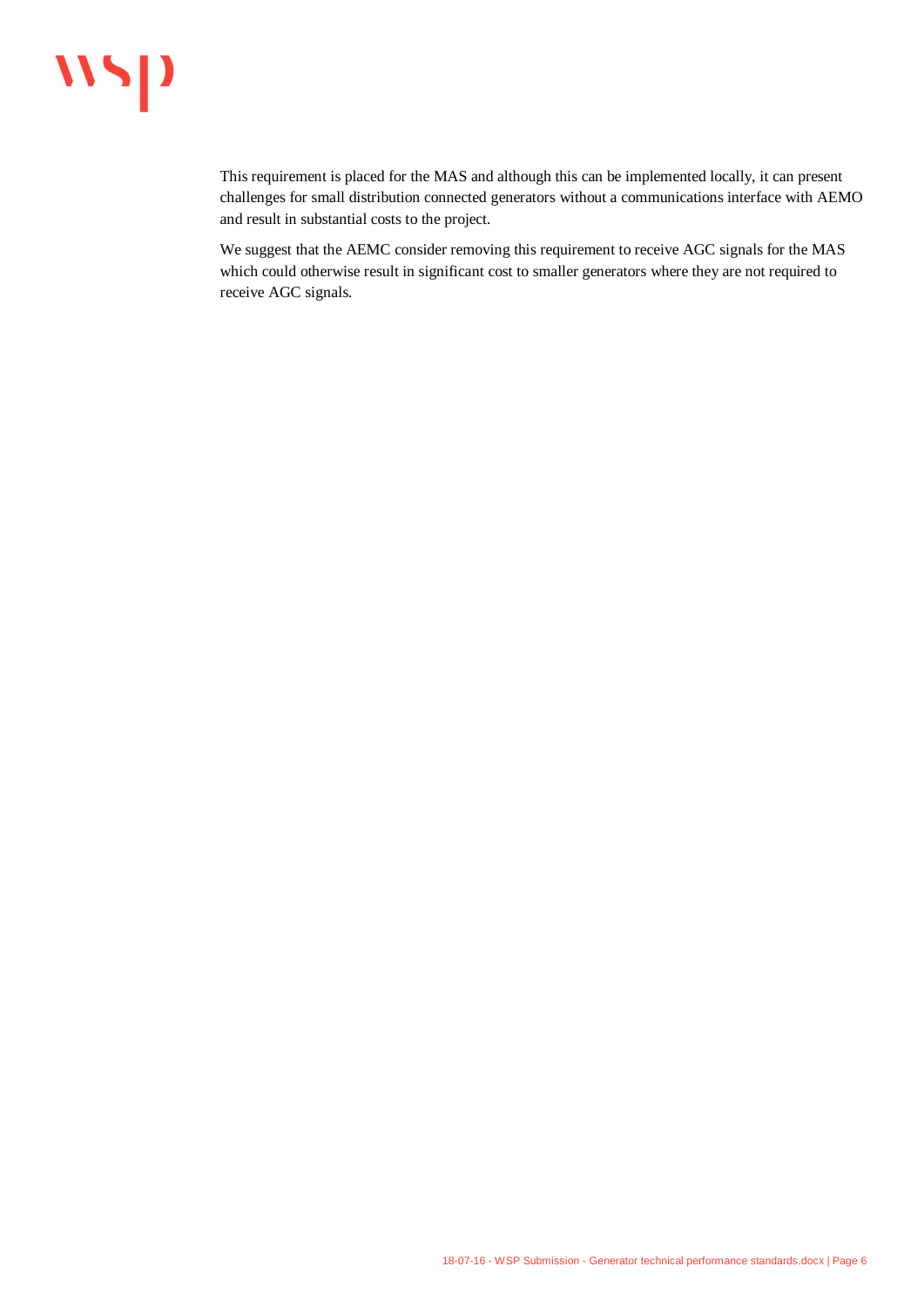This requirement is placed for the MAS and although this can be implemented locally, it can present challenges for small distribution connected generators without a communications interface with AEMO and result in substantial costs to the project.

We suggest that the AEMC consider removing this requirement to receive AGC signals for the MAS which could otherwise result in significant cost to smaller generators where they are not required to receive AGC signals.